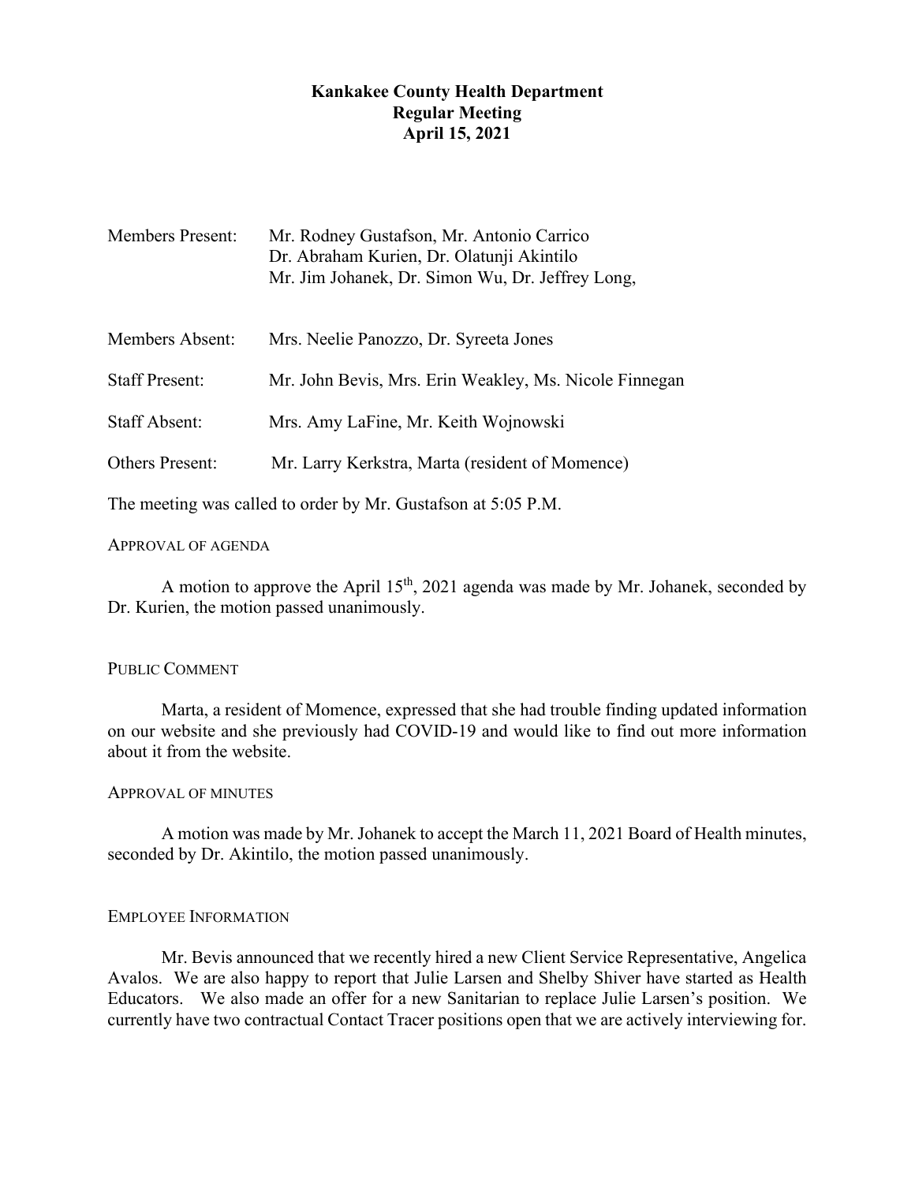# Kankakee County Health Department
## Regular Meeting
## April 15, 2021

Members Present: Mr. Rodney Gustafson, Mr. Antonio Carrico
Dr. Abraham Kurien, Dr. Olatunji Akintilo
Mr. Jim Johanek, Dr. Simon Wu, Dr. Jeffrey Long,

Members Absent: Mrs. Neelie Panozzo, Dr. Syreeta Jones

Staff Present: Mr. John Bevis, Mrs. Erin Weakley, Ms. Nicole Finnegan

Staff Absent: Mrs. Amy LaFine, Mr. Keith Wojnowski

Others Present: Mr. Larry Kerkstra, Marta (resident of Momence)

The meeting was called to order by Mr. Gustafson at 5:05 P.M.

### APPROVAL OF AGENDA

A motion to approve the April 15th, 2021 agenda was made by Mr. Johanek, seconded by Dr. Kurien, the motion passed unanimously.

### PUBLIC COMMENT

Marta, a resident of Momence, expressed that she had trouble finding updated information on our website and she previously had COVID-19 and would like to find out more information about it from the website.

### APPROVAL OF MINUTES

A motion was made by Mr. Johanek to accept the March 11, 2021 Board of Health minutes, seconded by Dr. Akintilo, the motion passed unanimously.

### EMPLOYEE INFORMATION

Mr. Bevis announced that we recently hired a new Client Service Representative, Angelica Avalos. We are also happy to report that Julie Larsen and Shelby Shiver have started as Health Educators. We also made an offer for a new Sanitarian to replace Julie Larsen's position. We currently have two contractual Contact Tracer positions open that we are actively interviewing for.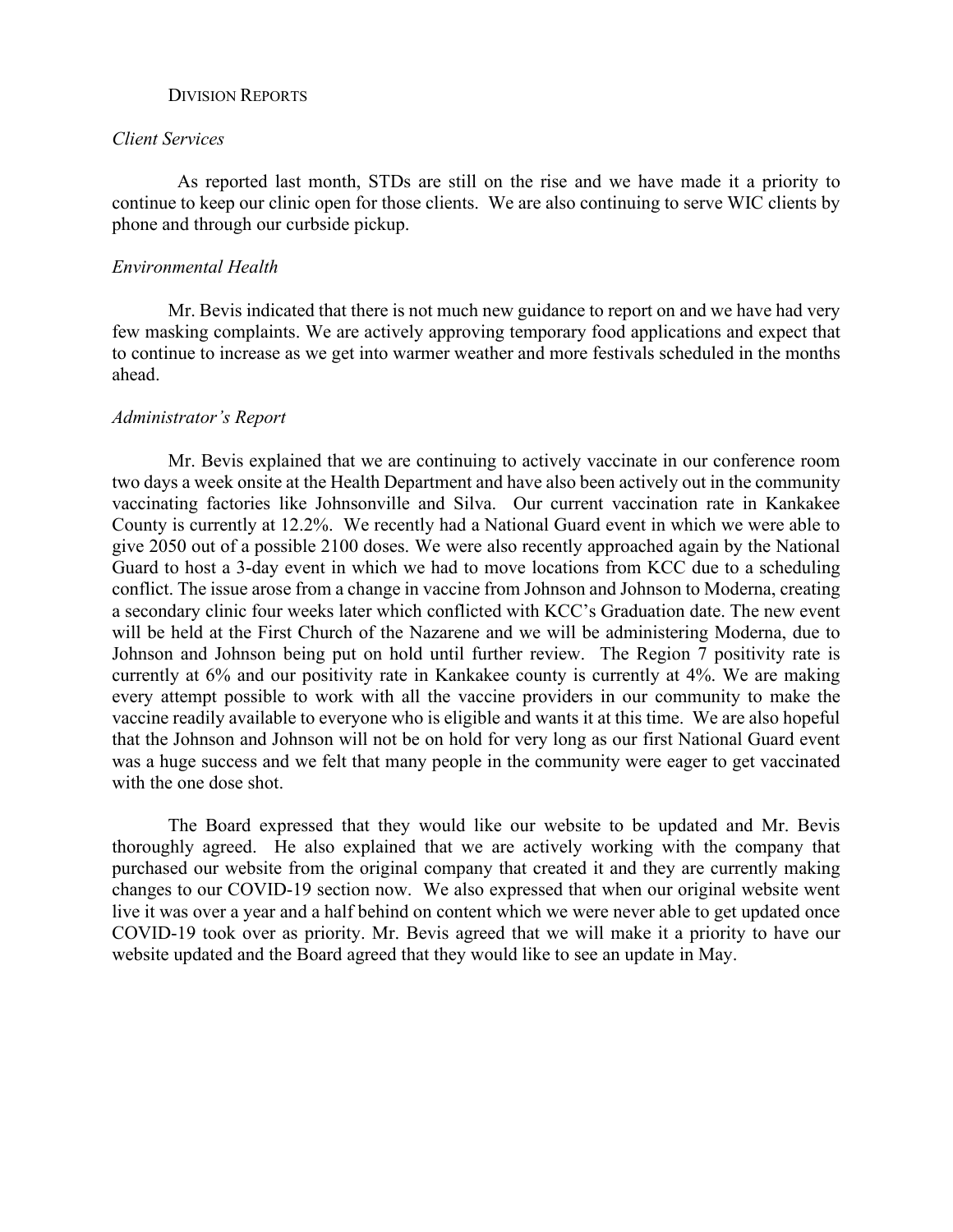## Division Reports

*Client Services*

As reported last month, STDs are still on the rise and we have made it a priority to continue to keep our clinic open for those clients. We are also continuing to serve WIC clients by phone and through our curbside pickup.

*Environmental Health*

Mr. Bevis indicated that there is not much new guidance to report on and we have had very few masking complaints. We are actively approving temporary food applications and expect that to continue to increase as we get into warmer weather and more festivals scheduled in the months ahead.

*Administrator's Report*

Mr. Bevis explained that we are continuing to actively vaccinate in our conference room two days a week onsite at the Health Department and have also been actively out in the community vaccinating factories like Johnsonville and Silva. Our current vaccination rate in Kankakee County is currently at 12.2%. We recently had a National Guard event in which we were able to give 2050 out of a possible 2100 doses. We were also recently approached again by the National Guard to host a 3-day event in which we had to move locations from KCC due to a scheduling conflict. The issue arose from a change in vaccine from Johnson and Johnson to Moderna, creating a secondary clinic four weeks later which conflicted with KCC's Graduation date. The new event will be held at the First Church of the Nazarene and we will be administering Moderna, due to Johnson and Johnson being put on hold until further review. The Region 7 positivity rate is currently at 6% and our positivity rate in Kankakee county is currently at 4%. We are making every attempt possible to work with all the vaccine providers in our community to make the vaccine readily available to everyone who is eligible and wants it at this time. We are also hopeful that the Johnson and Johnson will not be on hold for very long as our first National Guard event was a huge success and we felt that many people in the community were eager to get vaccinated with the one dose shot.

The Board expressed that they would like our website to be updated and Mr. Bevis thoroughly agreed. He also explained that we are actively working with the company that purchased our website from the original company that created it and they are currently making changes to our COVID-19 section now. We also expressed that when our original website went live it was over a year and a half behind on content which we were never able to get updated once COVID-19 took over as priority. Mr. Bevis agreed that we will make it a priority to have our website updated and the Board agreed that they would like to see an update in May.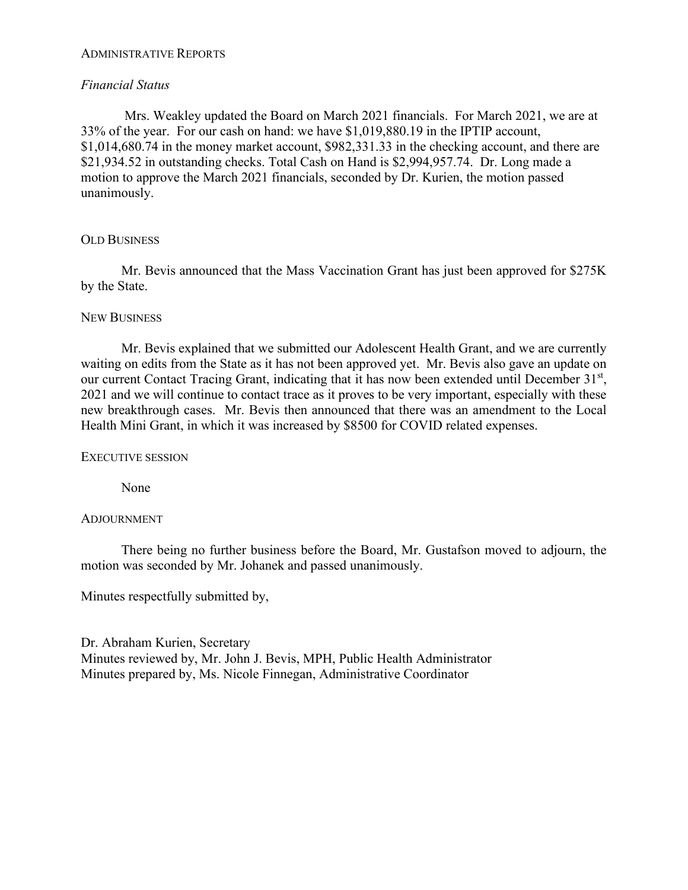## Administrative Reports

### *Financial Status*

Mrs. Weakley updated the Board on March 2021 financials. For March 2021, we are at 33% of the year. For our cash on hand: we have $1,019,880.19 in the IPTIP account, $1,014,680.74 in the money market account, $982,331.33 in the checking account, and there are $21,934.52 in outstanding checks. Total Cash on Hand is $2,994,957.74. Dr. Long made a motion to approve the March 2021 financials, seconded by Dr. Kurien, the motion passed unanimously.

## Old Business

Mr. Bevis announced that the Mass Vaccination Grant has just been approved for $275K by the State.

## New Business

Mr. Bevis explained that we submitted our Adolescent Health Grant, and we are currently waiting on edits from the State as it has not been approved yet. Mr. Bevis also gave an update on our current Contact Tracing Grant, indicating that it has now been extended until December 31st, 2021 and we will continue to contact trace as it proves to be very important, especially with these new breakthrough cases. Mr. Bevis then announced that there was an amendment to the Local Health Mini Grant, in which it was increased by $8500 for COVID related expenses.

## Executive Session

None

## Adjournment

There being no further business before the Board, Mr. Gustafson moved to adjourn, the motion was seconded by Mr. Johanek and passed unanimously.

Minutes respectfully submitted by,

Dr. Abraham Kurien, Secretary
Minutes reviewed by, Mr. John J. Bevis, MPH, Public Health Administrator
Minutes prepared by, Ms. Nicole Finnegan, Administrative Coordinator